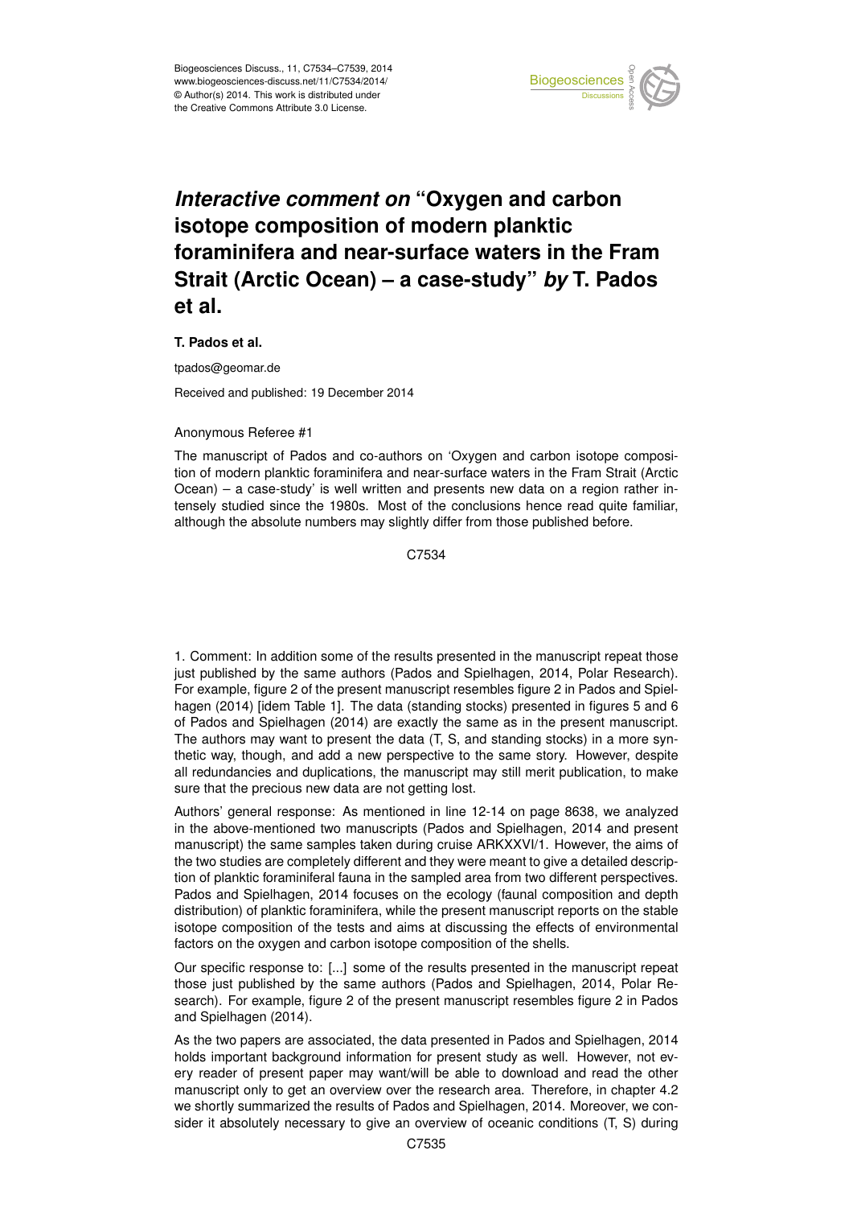Biogeosciences Discuss., 11, C7534–C7539, 2014
www.biogeosciences-discuss.net/11/C7534/2014/
© Author(s) 2014. This work is distributed under the Creative Commons Attribute 3.0 License.

# *Interactive comment on* "Oxygen and carbon isotope composition of modern planktic foraminifera and near-surface waters in the Fram Strait (Arctic Ocean) – a case-study" *by* T. Pados et al.

**T. Pados et al.**

tpados@geomar.de

Received and published: 19 December 2014

Anonymous Referee #1

The manuscript of Pados and co-authors on 'Oxygen and carbon isotope composition of modern planktic foraminifera and near-surface waters in the Fram Strait (Arctic Ocean) – a case-study' is well written and presents new data on a region rather intensely studied since the 1980s. Most of the conclusions hence read quite familiar, although the absolute numbers may slightly differ from those published before.

1. Comment: In addition some of the results presented in the manuscript repeat those just published by the same authors (Pados and Spielhagen, 2014, Polar Research). For example, figure 2 of the present manuscript resembles figure 2 in Pados and Spielhagen (2014) [idem Table 1]. The data (standing stocks) presented in figures 5 and 6 of Pados and Spielhagen (2014) are exactly the same as in the present manuscript. The authors may want to present the data (T, S, and standing stocks) in a more synthetic way, though, and add a new perspective to the same story. However, despite all redundancies and duplications, the manuscript may still merit publication, to make sure that the precious new data are not getting lost.

Authors' general response: As mentioned in line 12-14 on page 8638, we analyzed in the above-mentioned two manuscripts (Pados and Spielhagen, 2014 and present manuscript) the same samples taken during cruise ARKXXVI/1. However, the aims of the two studies are completely different and they were meant to give a detailed description of planktic foraminiferal fauna in the sampled area from two different perspectives. Pados and Spielhagen, 2014 focuses on the ecology (faunal composition and depth distribution) of planktic foraminifera, while the present manuscript reports on the stable isotope composition of the tests and aims at discussing the effects of environmental factors on the oxygen and carbon isotope composition of the shells.

Our specific response to: [...] some of the results presented in the manuscript repeat those just published by the same authors (Pados and Spielhagen, 2014, Polar Research). For example, figure 2 of the present manuscript resembles figure 2 in Pados and Spielhagen (2014).

As the two papers are associated, the data presented in Pados and Spielhagen, 2014 holds important background information for present study as well. However, not every reader of present paper may want/will be able to download and read the other manuscript only to get an overview over the research area. Therefore, in chapter 4.2 we shortly summarized the results of Pados and Spielhagen, 2014. Moreover, we consider it absolutely necessary to give an overview of oceanic conditions (T, S) during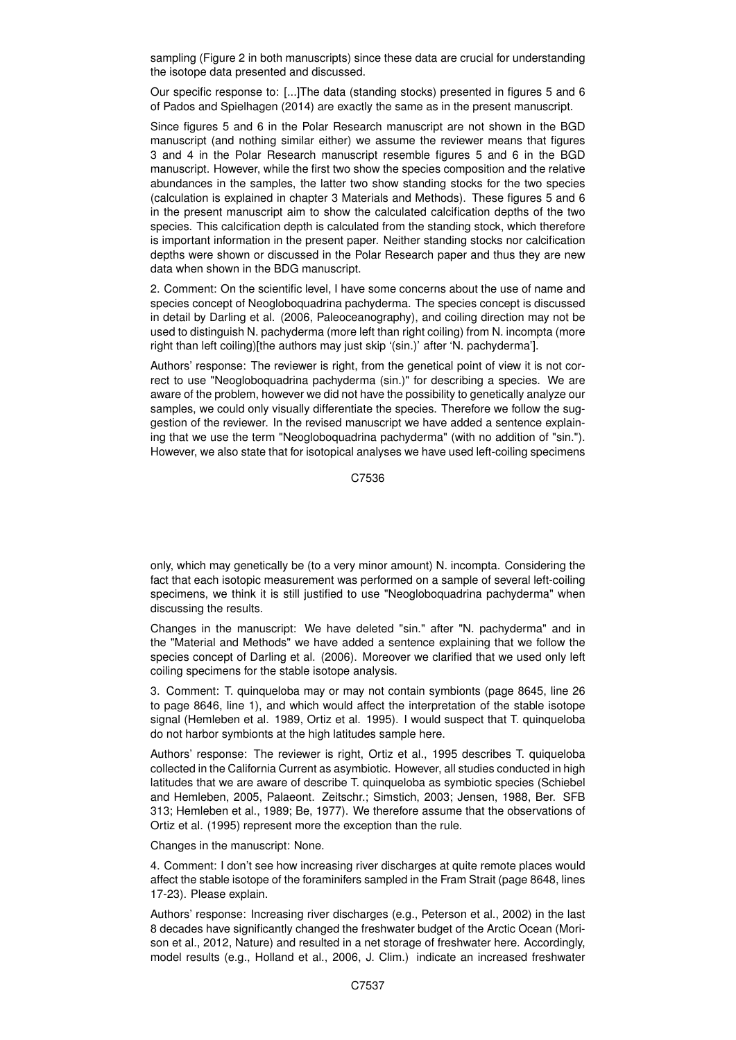sampling (Figure 2 in both manuscripts) since these data are crucial for understanding the isotope data presented and discussed.

Our specific response to: [...]The data (standing stocks) presented in figures 5 and 6 of Pados and Spielhagen (2014) are exactly the same as in the present manuscript.

Since figures 5 and 6 in the Polar Research manuscript are not shown in the BGD manuscript (and nothing similar either) we assume the reviewer means that figures 3 and 4 in the Polar Research manuscript resemble figures 5 and 6 in the BGD manuscript. However, while the first two show the species composition and the relative abundances in the samples, the latter two show standing stocks for the two species (calculation is explained in chapter 3 Materials and Methods). These figures 5 and 6 in the present manuscript aim to show the calculated calcification depths of the two species. This calcification depth is calculated from the standing stock, which therefore is important information in the present paper. Neither standing stocks nor calcification depths were shown or discussed in the Polar Research paper and thus they are new data when shown in the BDG manuscript.

2. Comment: On the scientific level, I have some concerns about the use of name and species concept of Neogloboquadrina pachyderma. The species concept is discussed in detail by Darling et al. (2006, Paleoceanography), and coiling direction may not be used to distinguish N. pachyderma (more left than right coiling) from N. incompta (more right than left coiling)[the authors may just skip '(sin.)' after 'N. pachyderma'].

Authors' response: The reviewer is right, from the genetical point of view it is not correct to use "Neogloboquadrina pachyderma (sin.)" for describing a species. We are aware of the problem, however we did not have the possibility to genetically analyze our samples, we could only visually differentiate the species. Therefore we follow the suggestion of the reviewer. In the revised manuscript we have added a sentence explaining that we use the term "Neogloboquadrina pachyderma" (with no addition of "sin."). However, we also state that for isotopical analyses we have used left-coiling specimens only, which may genetically be (to a very minor amount) N. incompta. Considering the fact that each isotopic measurement was performed on a sample of several left-coiling specimens, we think it is still justified to use "Neogloboquadrina pachyderma" when discussing the results.

Changes in the manuscript: We have deleted "sin." after "N. pachyderma" and in the "Material and Methods" we have added a sentence explaining that we follow the species concept of Darling et al. (2006). Moreover we clarified that we used only left coiling specimens for the stable isotope analysis.

3. Comment: T. quinqueloba may or may not contain symbionts (page 8645, line 26 to page 8646, line 1), and which would affect the interpretation of the stable isotope signal (Hemleben et al. 1989, Ortiz et al. 1995). I would suspect that T. quinqueloba do not harbor symbionts at the high latitudes sample here.

Authors' response: The reviewer is right, Ortiz et al., 1995 describes T. quiqueloba collected in the California Current as asymbiotic. However, all studies conducted in high latitudes that we are aware of describe T. quinqueloba as symbiotic species (Schiebel and Hemleben, 2005, Palaeont. Zeitschr.; Simstich, 2003; Jensen, 1988, Ber. SFB 313; Hemleben et al., 1989; Be, 1977). We therefore assume that the observations of Ortiz et al. (1995) represent more the exception than the rule.

Changes in the manuscript: None.

4. Comment: I don't see how increasing river discharges at quite remote places would affect the stable isotope of the foraminifers sampled in the Fram Strait (page 8648, lines 17-23). Please explain.

Authors' response: Increasing river discharges (e.g., Peterson et al., 2002) in the last 8 decades have significantly changed the freshwater budget of the Arctic Ocean (Morison et al., 2012, Nature) and resulted in a net storage of freshwater here. Accordingly, model results (e.g., Holland et al., 2006, J. Clim.) indicate an increased freshwater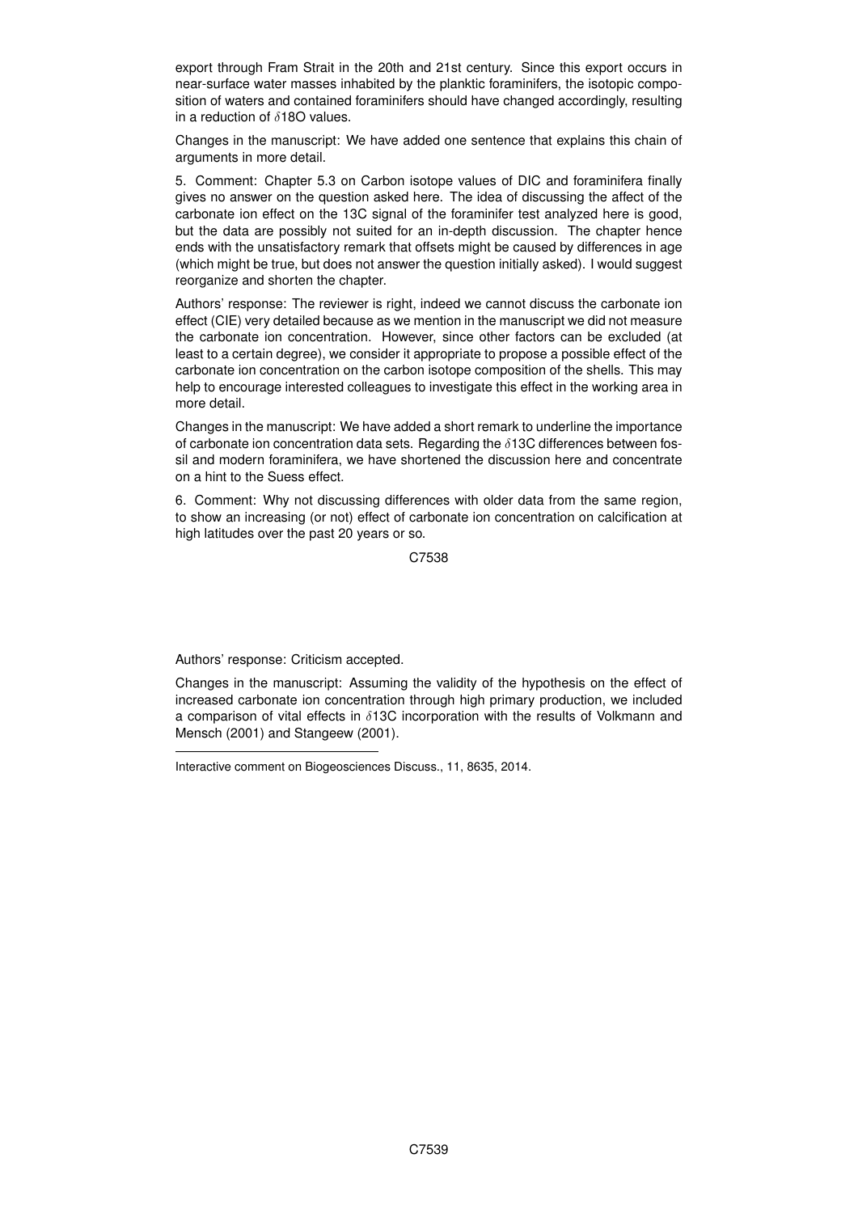export through Fram Strait in the 20th and 21st century. Since this export occurs in near-surface water masses inhabited by the planktic foraminifers, the isotopic composition of waters and contained foraminifers should have changed accordingly, resulting in a reduction of $\delta$18O values.

Changes in the manuscript: We have added one sentence that explains this chain of arguments in more detail.

5. Comment: Chapter 5.3 on Carbon isotope values of DIC and foraminifera finally gives no answer on the question asked here. The idea of discussing the affect of the carbonate ion effect on the 13C signal of the foraminifer test analyzed here is good, but the data are possibly not suited for an in-depth discussion. The chapter hence ends with the unsatisfactory remark that offsets might be caused by differences in age (which might be true, but does not answer the question initially asked). I would suggest reorganize and shorten the chapter.

Authors' response: The reviewer is right, indeed we cannot discuss the carbonate ion effect (CIE) very detailed because as we mention in the manuscript we did not measure the carbonate ion concentration. However, since other factors can be excluded (at least to a certain degree), we consider it appropriate to propose a possible effect of the carbonate ion concentration on the carbon isotope composition of the shells. This may help to encourage interested colleagues to investigate this effect in the working area in more detail.

Changes in the manuscript: We have added a short remark to underline the importance of carbonate ion concentration data sets. Regarding the $\delta$13C differences between fossil and modern foraminifera, we have shortened the discussion here and concentrate on a hint to the Suess effect.

6. Comment: Why not discussing differences with older data from the same region, to show an increasing (or not) effect of carbonate ion concentration on calcification at high latitudes over the past 20 years or so.

Authors' response: Criticism accepted.

Changes in the manuscript: Assuming the validity of the hypothesis on the effect of increased carbonate ion concentration through high primary production, we included a comparison of vital effects in $\delta$13C incorporation with the results of Volkmann and Mensch (2001) and Stangeew (2001).

---

Interactive comment on Biogeosciences Discuss., 11, 8635, 2014.